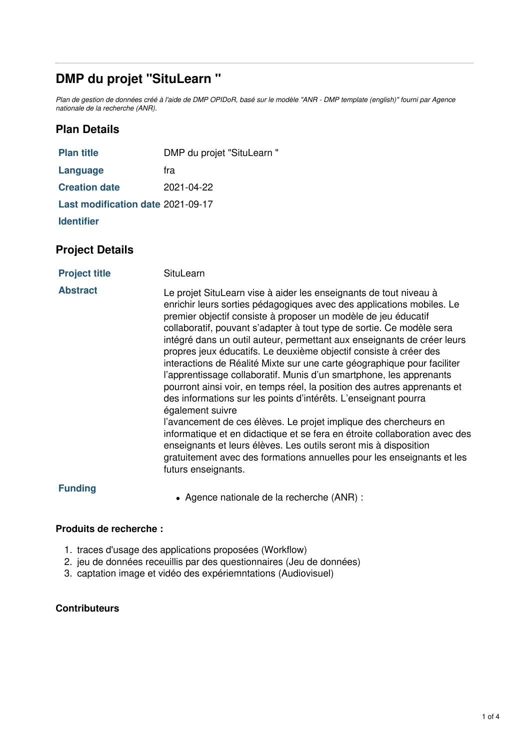# DMP du projet "SituLearn "

*Plan de gestion de données créé à l'aide de DMP OPIDoR, basé sur le modèle "ANR - DMP template (english)" fourni par Agence nationale de la recherche (ANR).*

## Plan Details

| | |
|---|---|
| **Plan title** | DMP du projet "SituLearn " |
| **Language** | fra |
| **Creation date** | 2021-04-22 |
| **Last modification date** | 2021-09-17 |
| **Identifier** | |

## Project Details

| | |
|---|---|
| **Project title** | SituLearn |
| **Abstract** | Le projet SituLearn vise à aider les enseignants de tout niveau à enrichir leurs sorties pédagogiques avec des applications mobiles. Le premier objectif consiste à proposer un modèle de jeu éducatif collaboratif, pouvant s'adapter à tout type de sortie. Ce modèle sera intégré dans un outil auteur, permettant aux enseignants de créer leurs propres jeux éducatifs. Le deuxième objectif consiste à créer des interactions de Réalité Mixte sur une carte géographique pour faciliter l'apprentissage collaboratif. Munis d'un smartphone, les apprenants pourront ainsi voir, en temps réel, la position des autres apprenants et des informations sur les points d'intérêts. L'enseignant pourra également suivre l'avancement de ces élèves. Le projet implique des chercheurs en informatique et en didactique et se fera en étroite collaboration avec des enseignants et leurs élèves. Les outils seront mis à disposition gratuitement avec des formations annuelles pour les enseignants et les futurs enseignants. |
| **Funding** | • Agence nationale de la recherche (ANR) : |

### Produits de recherche :

1. traces d'usage des applications proposées (Workflow)
2. jeu de données receuillis par des questionnaires (Jeu de données)
3. captation image et vidéo des expériemntations (Audiovisuel)

### Contributeurs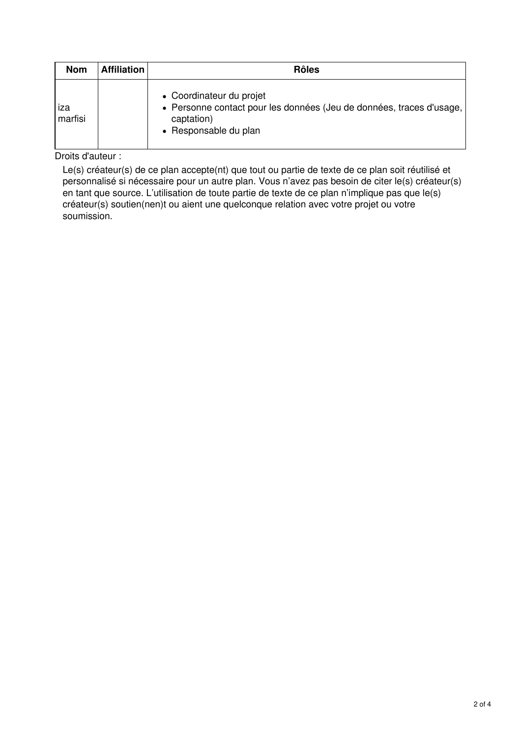| Nom | Affiliation | Rôles |
| --- | --- | --- |
| iza marfisi | | • Coordinateur du projet<br>• Personne contact pour les données (Jeu de données, traces d'usage, captation)<br>• Responsable du plan |

Droits d'auteur :

Le(s) créateur(s) de ce plan accepte(nt) que tout ou partie de texte de ce plan soit réutilisé et personnalisé si nécessaire pour un autre plan. Vous n'avez pas besoin de citer le(s) créateur(s) en tant que source. L'utilisation de toute partie de texte de ce plan n'implique pas que le(s) créateur(s) soutien(nen)t ou aient une quelconque relation avec votre projet ou votre soumission.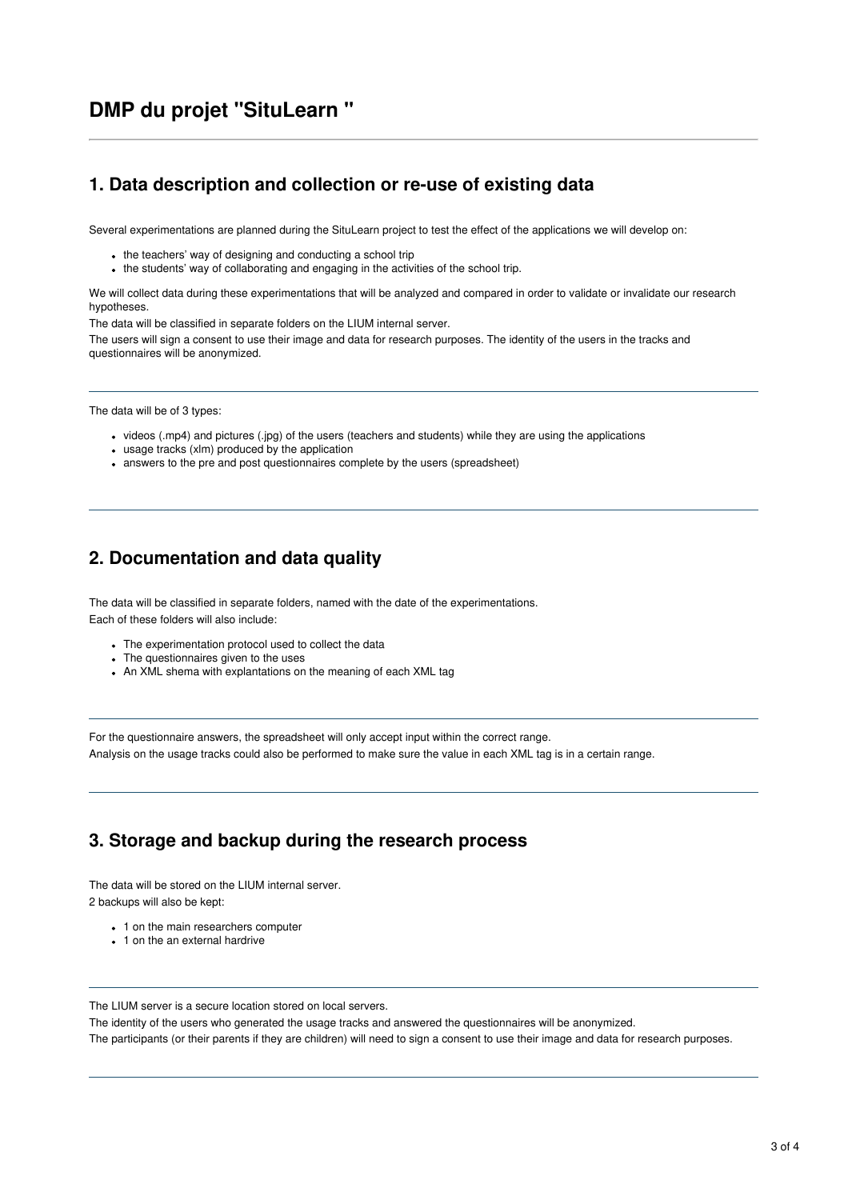# DMP du projet "SituLearn "

## 1. Data description and collection or re-use of existing data

Several experimentations are planned during the SituLearn project to test the effect of the applications we will develop on:

- the teachers' way of designing and conducting a school trip
- the students' way of collaborating and engaging in the activities of the school trip.

We will collect data during these experimentations that will be analyzed and compared in order to validate or invalidate our research hypotheses.

The data will be classified in separate folders on the LIUM internal server.

The users will sign a consent to use their image and data for research purposes. The identity of the users in the tracks and questionnaires will be anonymized.

---

The data will be of 3 types:

- videos (.mp4) and pictures (.jpg) of the users (teachers and students) while they are using the applications
- usage tracks (xlm) produced by the application
- answers to the pre and post questionnaires complete by the users (spreadsheet)

---

## 2. Documentation and data quality

The data will be classified in separate folders, named with the date of the experimentations.

Each of these folders will also include:

- The experimentation protocol used to collect the data
- The questionnaires given to the uses
- An XML shema with explantations on the meaning of each XML tag

---

For the questionnaire answers, the spreadsheet will only accept input within the correct range.

Analysis on the usage tracks could also be performed to make sure the value in each XML tag is in a certain range.

---

## 3. Storage and backup during the research process

The data will be stored on the LIUM internal server.

2 backups will also be kept:

- 1 on the main researchers computer
- 1 on the an external hardrive

---

The LIUM server is a secure location stored on local servers.

The identity of the users who generated the usage tracks and answered the questionnaires will be anonymized.

The participants (or their parents if they are children) will need to sign a consent to use their image and data for research purposes.

---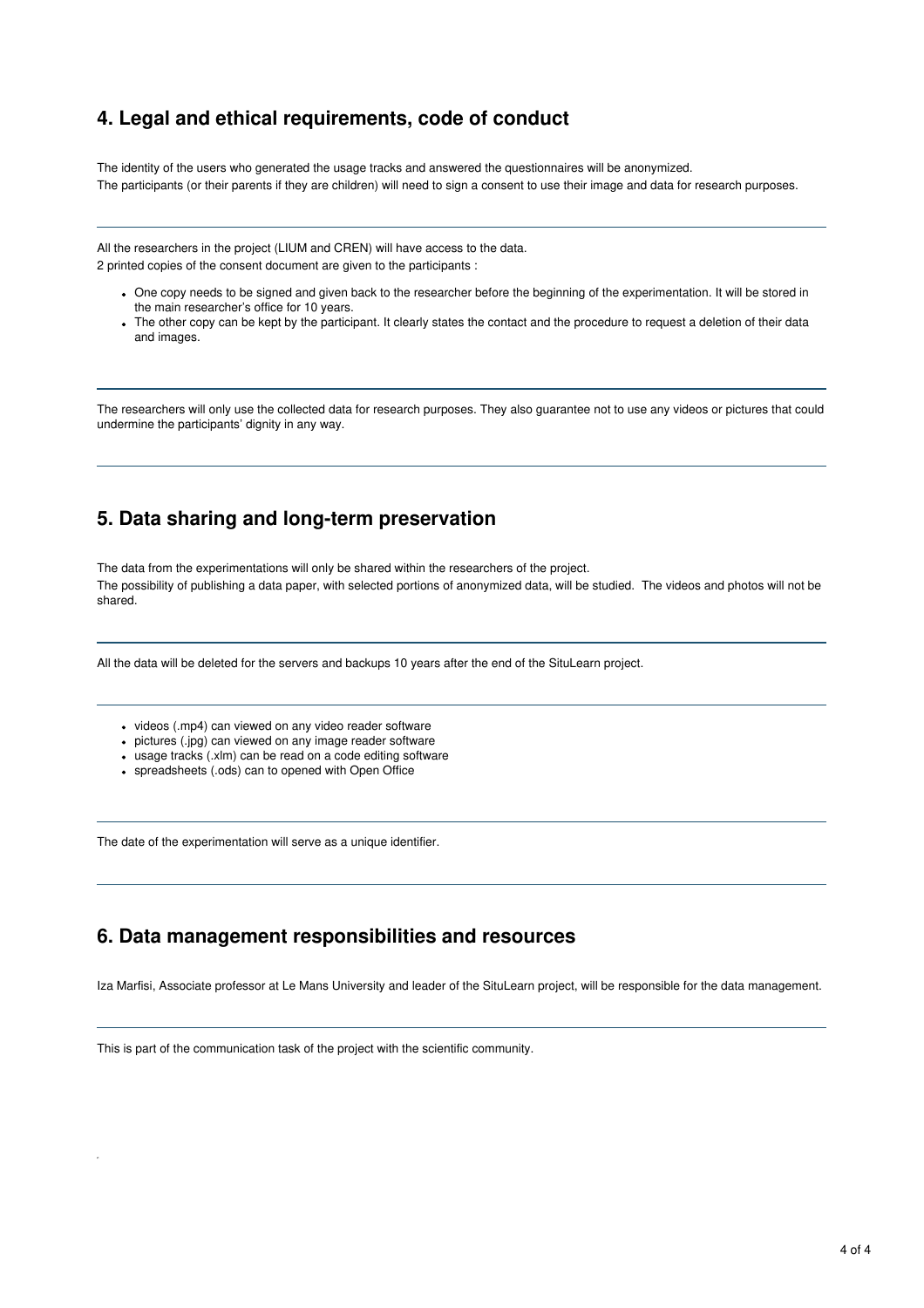## 4. Legal and ethical requirements, code of conduct

The identity of the users who generated the usage tracks and answered the questionnaires will be anonymized.
The participants (or their parents if they are children) will need to sign a consent to use their image and data for research purposes.

---

All the researchers in the project (LIUM and CREN) will have access to the data.
2 printed copies of the consent document are given to the participants :

- One copy needs to be signed and given back to the researcher before the beginning of the experimentation. It will be stored in the main researcher's office for 10 years.
- The other copy can be kept by the participant. It clearly states the contact and the procedure to request a deletion of their data and images.

---

The researchers will only use the collected data for research purposes. They also guarantee not to use any videos or pictures that could undermine the participants' dignity in any way.

---

## 5. Data sharing and long-term preservation

The data from the experimentations will only be shared within the researchers of the project.
The possibility of publishing a data paper, with selected portions of anonymized data, will be studied. The videos and photos will not be shared.

---

All the data will be deleted for the servers and backups 10 years after the end of the SituLearn project.

---

- videos (.mp4) can viewed on any video reader software
- pictures (.jpg) can viewed on any image reader software
- usage tracks (.xlm) can be read on a code editing software
- spreadsheets (.ods) can to opened with Open Office

---

The date of the experimentation will serve as a unique identifier.

---

## 6. Data management responsibilities and resources

Iza Marfisi, Associate professor at Le Mans University and leader of the SituLearn project, will be responsible for the data management.

---

This is part of the communication task of the project with the scientific community.